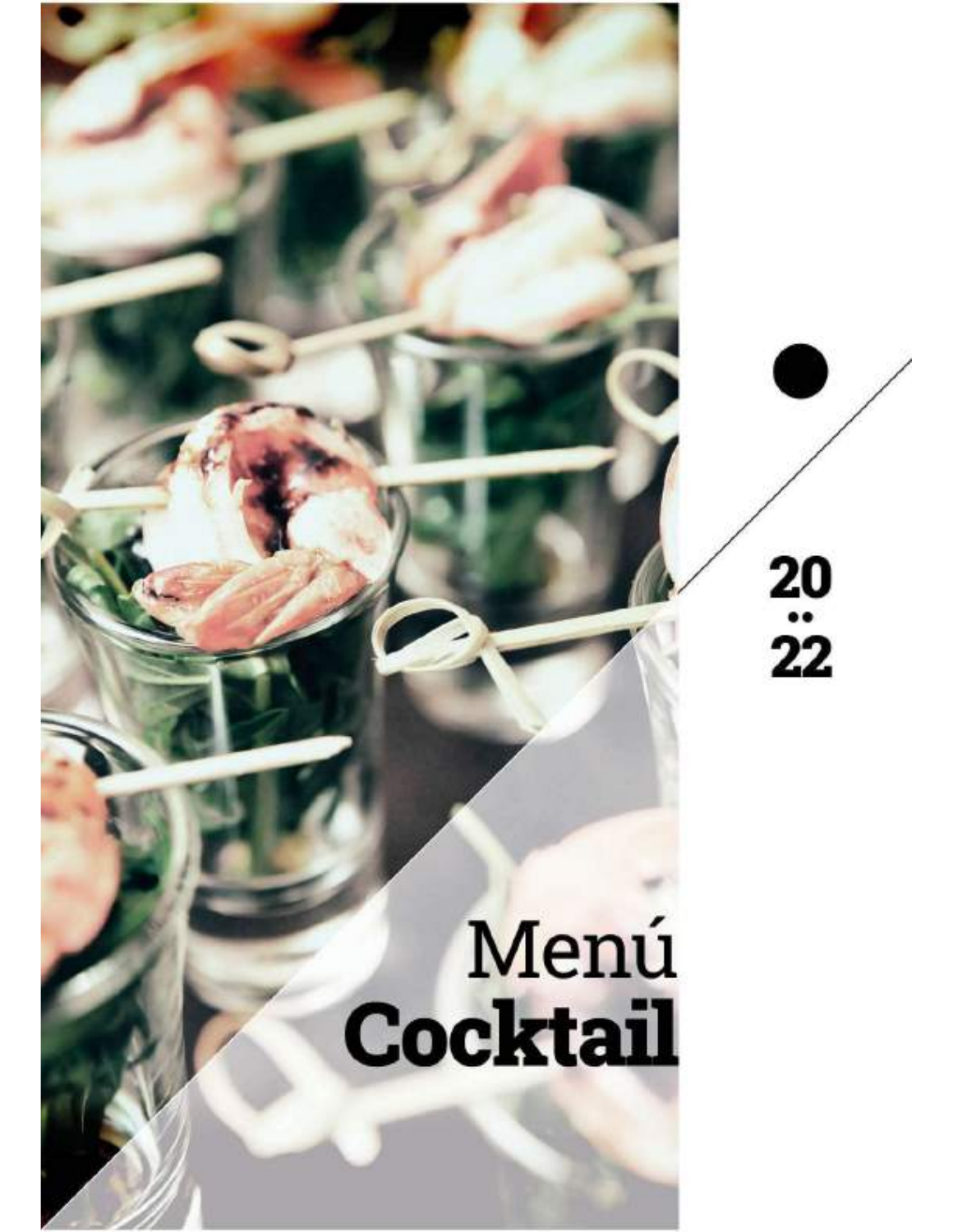# Menú **Cocktail**

20
··
22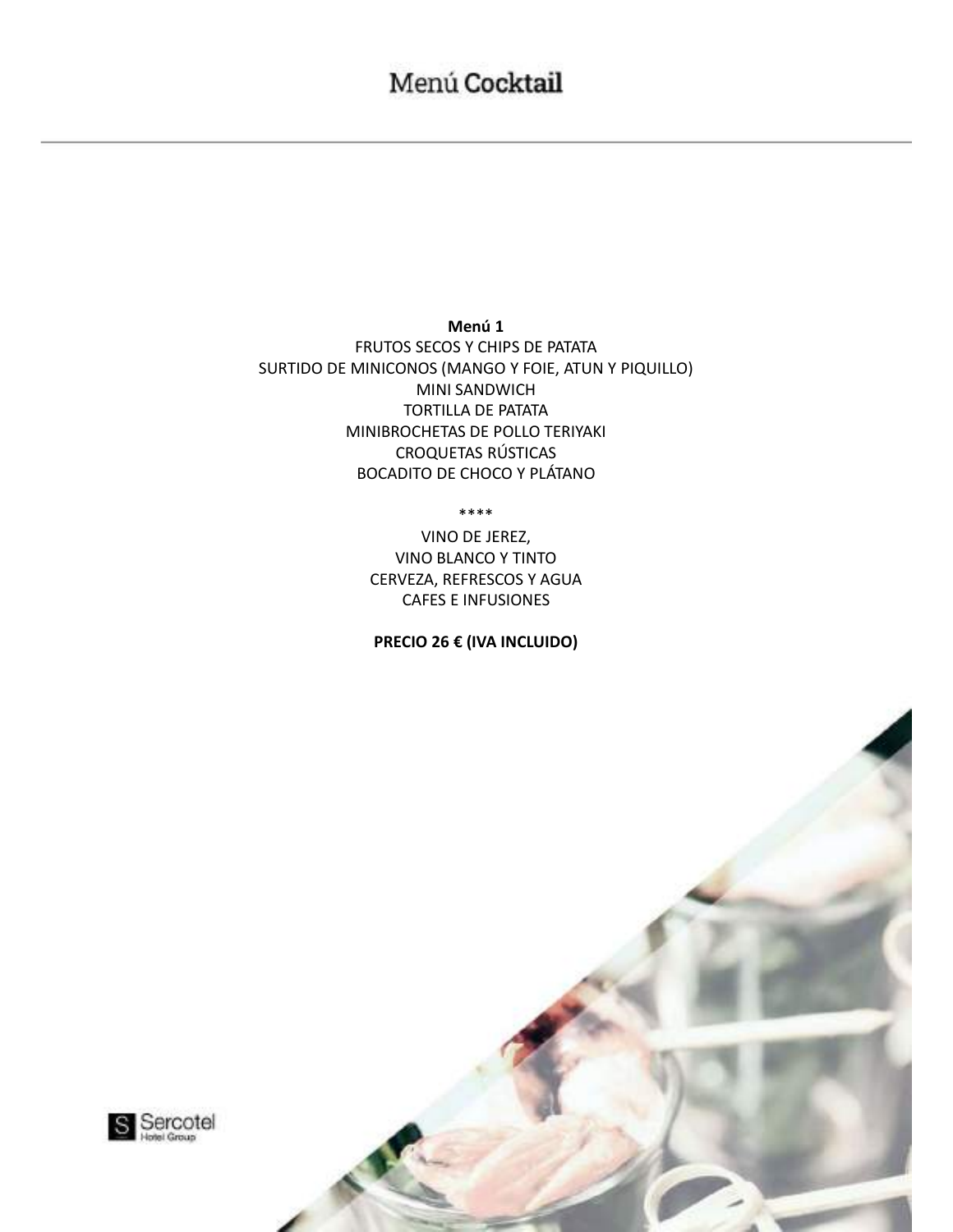# Menú Cocktail

**Menú 1**

FRUTOS SECOS Y CHIPS DE PATATA
SURTIDO DE MINICONOS (MANGO Y FOIE, ATUN Y PIQUILLO)
MINI SANDWICH
TORTILLA DE PATATA
MINIBROCHETAS DE POLLO TERIYAKI
CROQUETAS RÚSTICAS
BOCADITO DE CHOCO Y PLÁTANO

****

VINO DE JEREZ,
VINO BLANCO Y TINTO
CERVEZA, REFRESCOS Y AGUA
CAFES E INFUSIONES

**PRECIO 26 € (IVA INCLUIDO)**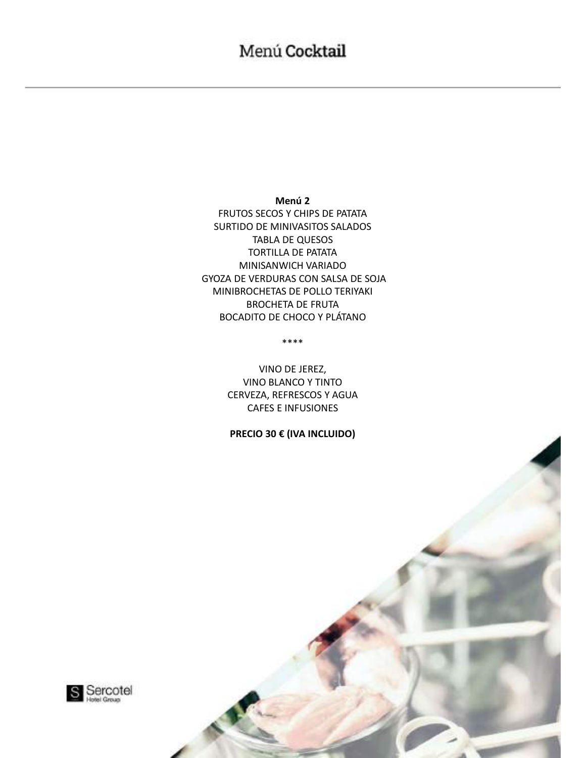# Menú Cocktail

**Menú 2**

FRUTOS SECOS Y CHIPS DE PATATA
SURTIDO DE MINIVASITOS SALADOS
TABLA DE QUESOS
TORTILLA DE PATATA
MINISANWICH VARIADO
GYOZA DE VERDURAS CON SALSA DE SOJA
MINIBROCHETAS DE POLLO TERIYAKI
BROCHETA DE FRUTA
BOCADITO DE CHOCO Y PLÁTANO

****

VINO DE JEREZ,
VINO BLANCO Y TINTO
CERVEZA, REFRESCOS Y AGUA
CAFES E INFUSIONES

**PRECIO 30 € (IVA INCLUIDO)**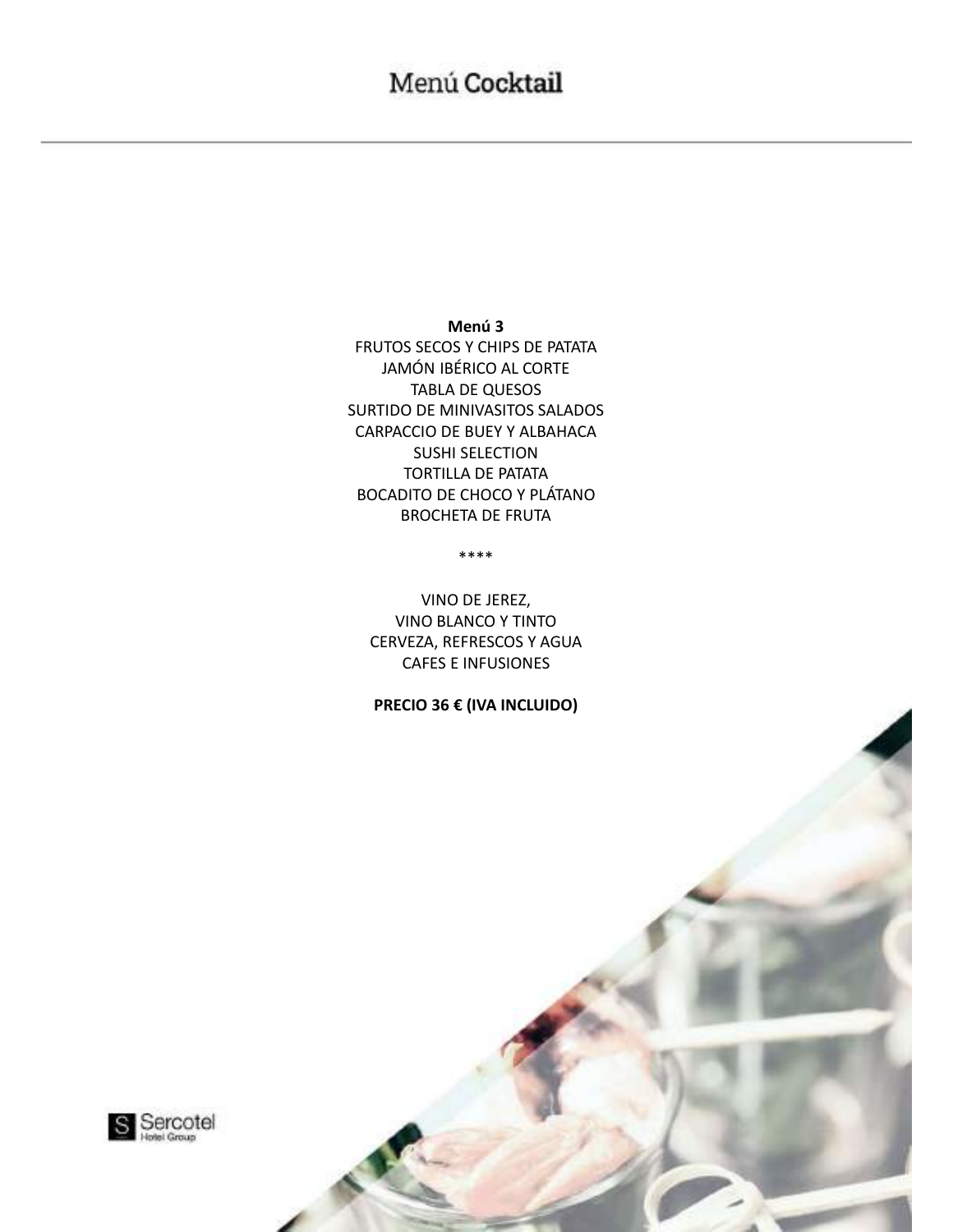# Menú Cocktail

**Menú 3**

FRUTOS SECOS Y CHIPS DE PATATA
JAMÓN IBÉRICO AL CORTE
TABLA DE QUESOS
SURTIDO DE MINIVASITOS SALADOS
CARPACCIO DE BUEY Y ALBAHACA
SUSHI SELECTION
TORTILLA DE PATATA
BOCADITO DE CHOCO Y PLÁTANO
BROCHETA DE FRUTA

****

VINO DE JEREZ,
VINO BLANCO Y TINTO
CERVEZA, REFRESCOS Y AGUA
CAFES E INFUSIONES

**PRECIO 36 € (IVA INCLUIDO)**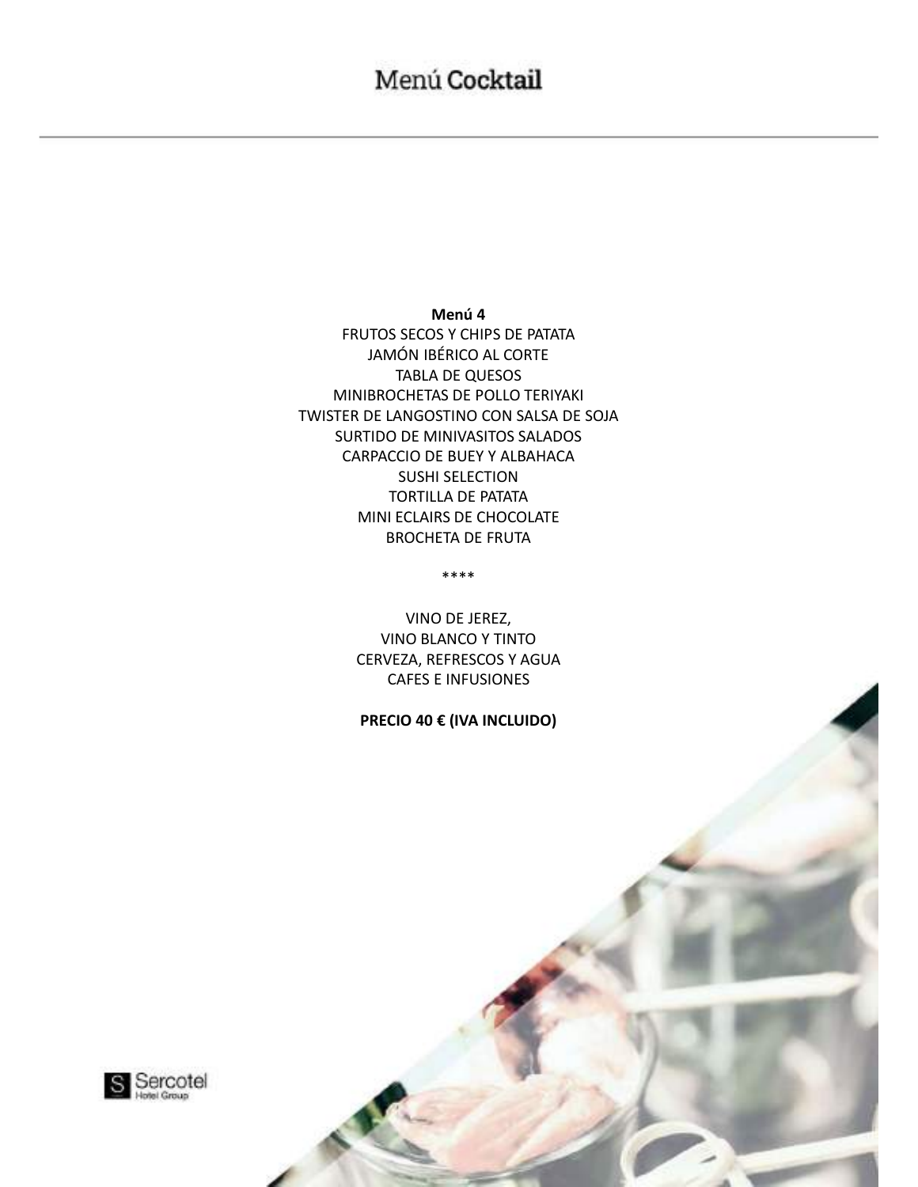# Menú Cocktail

**Menú 4**

FRUTOS SECOS Y CHIPS DE PATATA
JAMÓN IBÉRICO AL CORTE
TABLA DE QUESOS
MINIBROCHETAS DE POLLO TERIYAKI
TWISTER DE LANGOSTINO CON SALSA DE SOJA
SURTIDO DE MINIVASITOS SALADOS
CARPACCIO DE BUEY Y ALBAHACA
SUSHI SELECTION
TORTILLA DE PATATA
MINI ECLAIRS DE CHOCOLATE
BROCHETA DE FRUTA

****

VINO DE JEREZ,
VINO BLANCO Y TINTO
CERVEZA, REFRESCOS Y AGUA
CAFES E INFUSIONES

**PRECIO 40 € (IVA INCLUIDO)**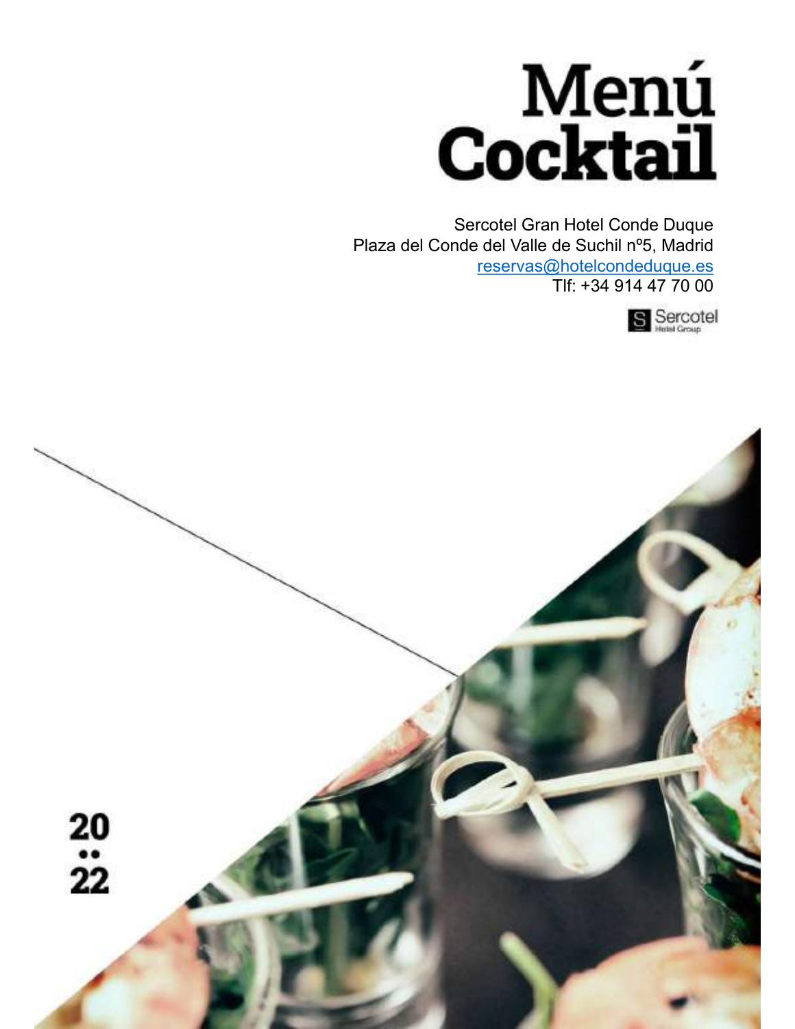# Menú Cocktail

Sercotel Gran Hotel Conde Duque
Plaza del Conde del Valle de Suchil nº5, Madrid
reservas@hotelcondeduque.es
Tlf: +34 914 47 70 00

Sercotel
Hotel Group

20
••
22